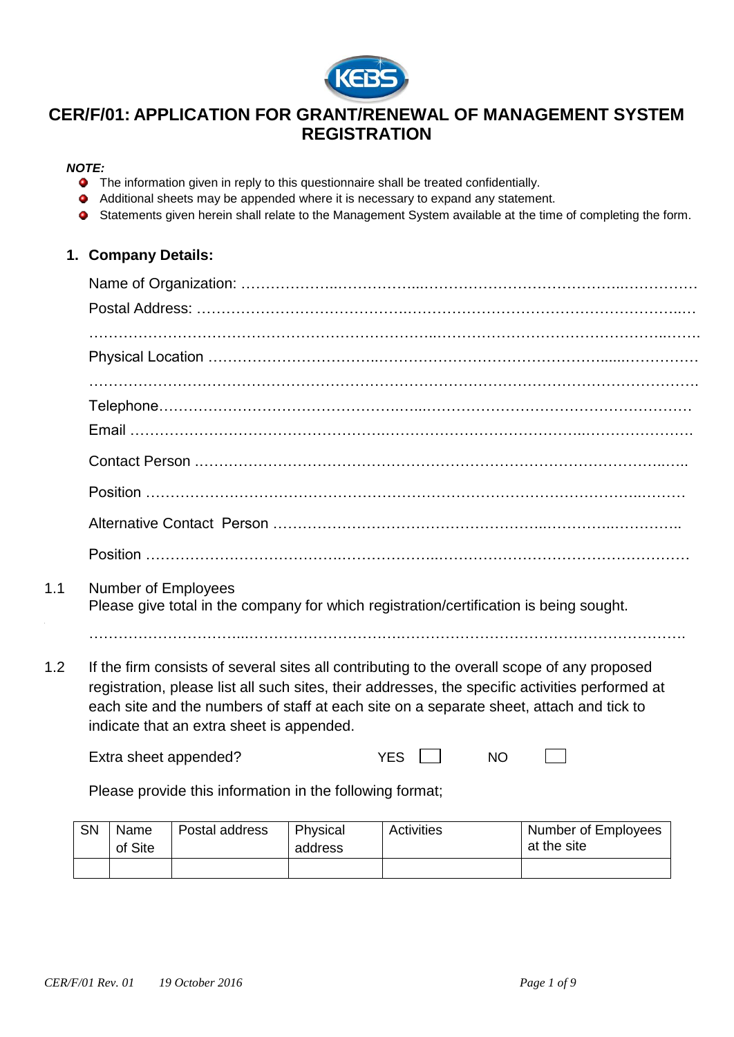# CER/F/01: APPLICATION FOR GRANT/RENEWAL OF MANAGEMENT SYSTEM REGISTRATION

***NOTE:***

- The information given in reply to this questionnaire shall be treated confidentially.
- Additional sheets may be appended where it is necessary to expand any statement.
- Statements given herein shall relate to the Management System available at the time of completing the form.

## 1. Company Details:

Name of Organization: ………………..……………...…………………………………..……………

Postal Address: ……………………………………..……………………………………………...…

………………………………………………………………..…………………………………..…….

Physical Location ……………………………..…………………………………………......……………

……………………………………………………………………………………………………………….

Telephone……………………………………….…...……………………………………………………

Email ………………………………………………..…………………………………..…………………

Contact Person …………………………………………………………………………………….…..

Position …………………………………………………………………………………………..………

Alternative Contact Person ……………………………………………..…………..…………..

Position ………………………………….………………..……………………………………………

1.1 Number of Employees
Please give total in the company for which registration/certification is being sought.

……………………………...……………………….……………………………………………………….

1.2 If the firm consists of several sites all contributing to the overall scope of any proposed registration, please list all such sites, their addresses, the specific activities performed at each site and the numbers of staff at each site on a separate sheet, attach and tick to indicate that an extra sheet is appended.

Extra sheet appended? YES ☐ NO ☐

Please provide this information in the following format;

| SN | Name of Site | Postal address | Physical address | Activities | Number of Employees at the site |
|---|---|---|---|---|---|
| | | | | | |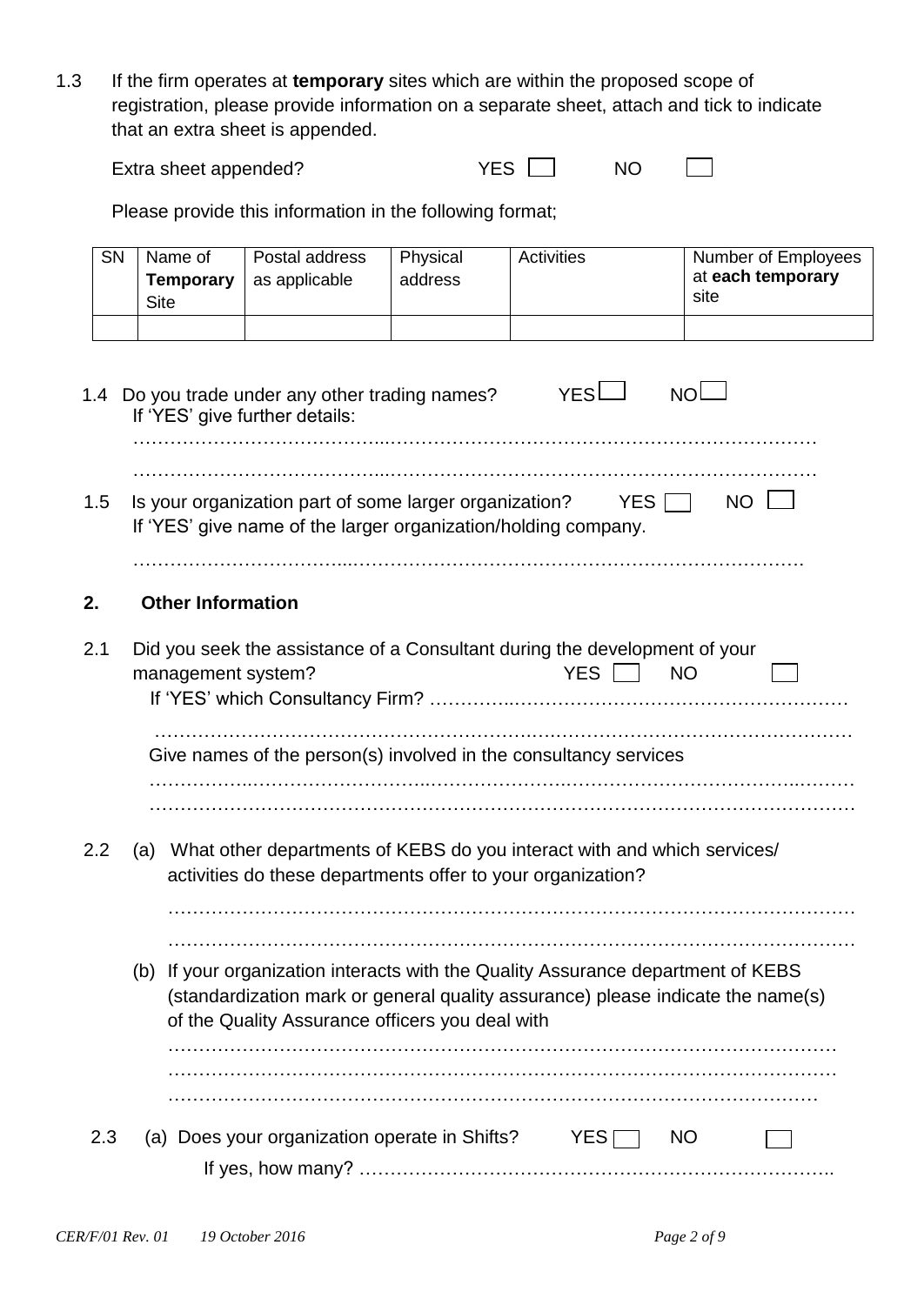1.3 If the firm operates at **temporary** sites which are within the proposed scope of registration, please provide information on a separate sheet, attach and tick to indicate that an extra sheet is appended.

Extra sheet appended? YES ☐ NO ☐

Please provide this information in the following format;

| SN | Name of **Temporary** Site | Postal address as applicable | Physical address | Activities | Number of Employees at **each temporary** site |
|---|---|---|---|---|---|
| | | | | | |

1.4 Do you trade under any other trading names? YES ☐ NO ☐

If 'YES' give further details:

……………………………………………………………………………………………………

……………………………………………………………………………………………………

1.5 Is your organization part of some larger organization? YES ☐ NO ☐

If 'YES' give name of the larger organization/holding company.

……………………………………………………………………………………………………

## 2. Other Information

2.1 Did you seek the assistance of a Consultant during the development of your management system? YES ☐ NO ☐

If 'YES' which Consultancy Firm? ……………………………………………………………

……………………………………………………………………………………………………

Give names of the person(s) involved in the consultancy services

……………………………………………………………………………………………………

……………………………………………………………………………………………………

2.2 (a) What other departments of KEBS do you interact with and which services/ activities do these departments offer to your organization?

……………………………………………………………………………………………………

……………………………………………………………………………………………………

(b) If your organization interacts with the Quality Assurance department of KEBS (standardization mark or general quality assurance) please indicate the name(s) of the Quality Assurance officers you deal with

……………………………………………………………………………………………………

……………………………………………………………………………………………………

……………………………………………………………………………………………………

2.3 (a) Does your organization operate in Shifts? YES ☐ NO ☐

If yes, how many? ……………………………………………………………………

*CER/F/01 Rev. 01 19 October 2016*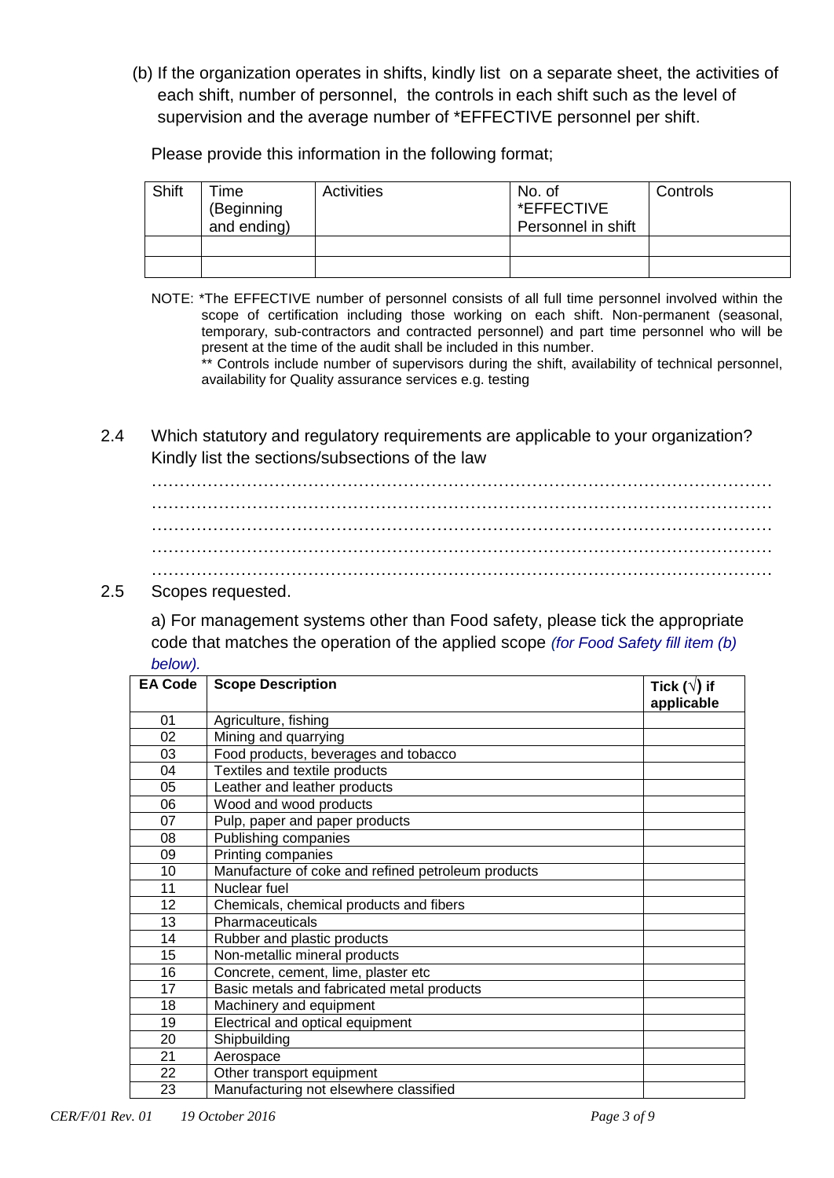(b) If the organization operates in shifts, kindly list on a separate sheet, the activities of each shift, number of personnel, the controls in each shift such as the level of supervision and the average number of *EFFECTIVE personnel per shift.

Please provide this information in the following format;

| Shift | Time (Beginning and ending) | Activities | No. of *EFFECTIVE Personnel in shift | Controls |
|---|---|---|---|---|
| | | | | |
| | | | | |

NOTE: *The EFFECTIVE number of personnel consists of all full time personnel involved within the scope of certification including those working on each shift. Non-permanent (seasonal, temporary, sub-contractors and contracted personnel) and part time personnel who will be present at the time of the audit shall be included in this number.
** Controls include number of supervisors during the shift, availability of technical personnel, availability for Quality assurance services e.g. testing

2.4 Which statutory and regulatory requirements are applicable to your organization? Kindly list the sections/subsections of the law

…………………………………………………………………………………………………
…………………………………………………………………………………………………
…………………………………………………………………………………………………
…………………………………………………………………………………………………
…………………………………………………………………………………………………

2.5 Scopes requested.

a) For management systems other than Food safety, please tick the appropriate code that matches the operation of the applied scope *(for Food Safety fill item (b) below).*

| EA Code | Scope Description | Tick (√) if applicable |
|---|---|---|
| 01 | Agriculture, fishing | |
| 02 | Mining and quarrying | |
| 03 | Food products, beverages and tobacco | |
| 04 | Textiles and textile products | |
| 05 | Leather and leather products | |
| 06 | Wood and wood products | |
| 07 | Pulp, paper and paper products | |
| 08 | Publishing companies | |
| 09 | Printing companies | |
| 10 | Manufacture of coke and refined petroleum products | |
| 11 | Nuclear fuel | |
| 12 | Chemicals, chemical products and fibers | |
| 13 | Pharmaceuticals | |
| 14 | Rubber and plastic products | |
| 15 | Non-metallic mineral products | |
| 16 | Concrete, cement, lime, plaster etc | |
| 17 | Basic metals and fabricated metal products | |
| 18 | Machinery and equipment | |
| 19 | Electrical and optical equipment | |
| 20 | Shipbuilding | |
| 21 | Aerospace | |
| 22 | Other transport equipment | |
| 23 | Manufacturing not elsewhere classified | |

CER/F/01 Rev. 01 19 October 2016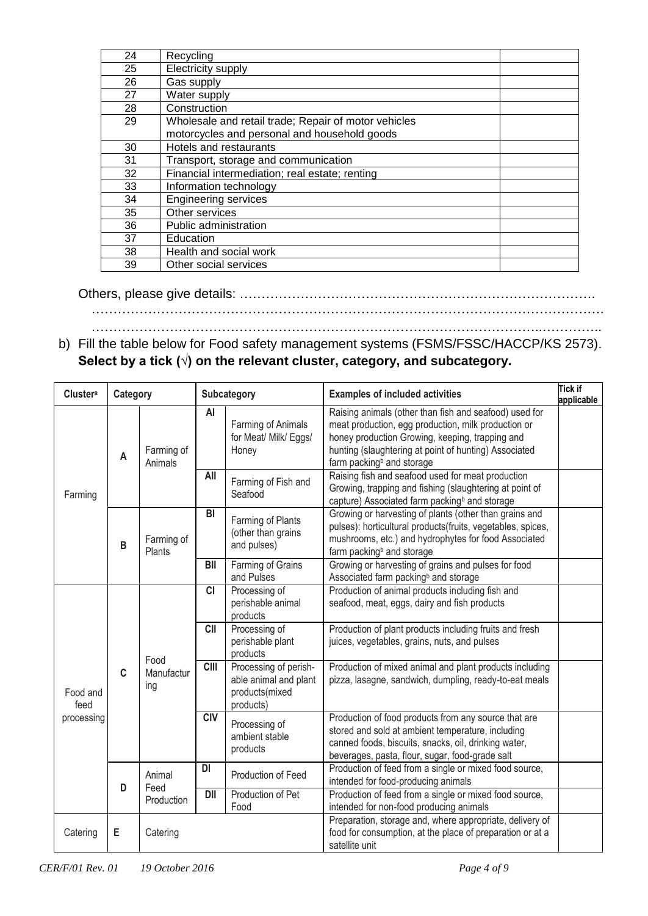| | | |
|---|---|---|
| 24 | Recycling | |
| 25 | Electricity supply | |
| 26 | Gas supply | |
| 27 | Water supply | |
| 28 | Construction | |
| 29 | Wholesale and retail trade; Repair of motor vehicles motorcycles and personal and household goods | |
| 30 | Hotels and restaurants | |
| 31 | Transport, storage and communication | |
| 32 | Financial intermediation; real estate; renting | |
| 33 | Information technology | |
| 34 | Engineering services | |
| 35 | Other services | |
| 36 | Public administration | |
| 37 | Education | |
| 38 | Health and social work | |
| 39 | Other social services | |

Others, please give details: ……………………………………………………………………….
……………………………………………………………………………………………………
……………………………………………………………………………………………………..

b) Fill the table below for Food safety management systems (FSMS/FSSC/HACCP/KS 2573). **Select by a tick (√) on the relevant cluster, category, and subcategory.**

| Cluster[a] | Category | | Subcategory | | Examples of included activities | Tick if applicable |
|---|---|---|---|---|---|---|
| Farming | A | Farming of Animals | AI | Farming of Animals for Meat/ Milk/ Eggs/ Honey | Raising animals (other than fish and seafood) used for meat production, egg production, milk production or honey production Growing, keeping, trapping and hunting (slaughtering at point of hunting) Associated farm packing[b] and storage | |
| | | | AII | Farming of Fish and Seafood | Raising fish and seafood used for meat production Growing, trapping and fishing (slaughtering at point of capture) Associated farm packing[b] and storage | |
| | B | Farming of Plants | BI | Farming of Plants (other than grains and pulses) | Growing or harvesting of plants (other than grains and pulses): horticultural products(fruits, vegetables, spices, mushrooms, etc.) and hydrophytes for food Associated farm packing[b] and storage | |
| | | | BII | Farming of Grains and Pulses | Growing or harvesting of grains and pulses for food Associated farm packing[b] and storage | |
| Food and feed processing | C | Food Manufacturing | CI | Processing of perishable animal products | Production of animal products including fish and seafood, meat, eggs, dairy and fish products | |
| | | | CII | Processing of perishable plant products | Production of plant products including fruits and fresh juices, vegetables, grains, nuts, and pulses | |
| | | | CIII | Processing of perishable animal and plant products(mixed products) | Production of mixed animal and plant products including pizza, lasagne, sandwich, dumpling, ready-to-eat meals | |
| | | | CIV | Processing of ambient stable products | Production of food products from any source that are stored and sold at ambient temperature, including canned foods, biscuits, snacks, oil, drinking water, beverages, pasta, flour, sugar, food-grade salt | |
| | D | Animal Feed Production | DI | Production of Feed | Production of feed from a single or mixed food source, intended for food-producing animals | |
| | | | DII | Production of Pet Food | Production of feed from a single or mixed food source, intended for non-food producing animals | |
| Catering | E | Catering | | | Preparation, storage and, where appropriate, delivery of food for consumption, at the place of preparation or at a satellite unit | |

*CER/F/01 Rev. 01 19 October 2016*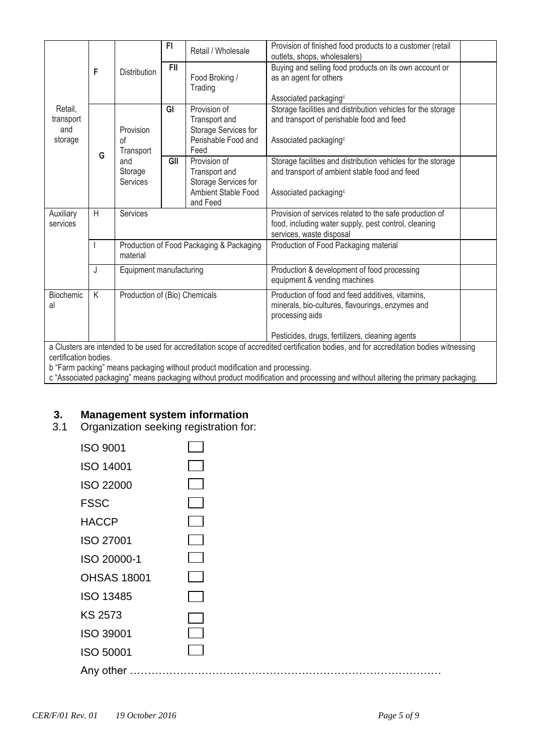| | | | | | | |
|---|---|---|---|---|---|---|
| Retail, transport and storage | F | Distribution | FI | Retail / Wholesale | Provision of finished food products to a customer (retail outlets, shops, wholesalers) | |
| | | | FII | Food Broking / Trading | Buying and selling food products on its own account or as an agent for others<br><br>Associated packaging[c] | |
| | G | Provision of Transport and Storage Services | GI | Provision of Transport and Storage Services for Perishable Food and Feed | Storage facilities and distribution vehicles for the storage and transport of perishable food and feed<br><br>Associated packaging[c] | |
| | | | GII | Provision of Transport and Storage Services for Ambient Stable Food and Feed | Storage facilities and distribution vehicles for the storage and transport of ambient stable food and feed<br><br>Associated packaging[c] | |
| Auxiliary services | H | Services | | | Provision of services related to the safe production of food, including water supply, pest control, cleaning services, waste disposal | |
| | I | Production of Food Packaging & Packaging material | | | Production of Food Packaging material | |
| | J | Equipment manufacturing | | | Production & development of food processing equipment & vending machines | |
| Biochemical | K | Production of (Bio) Chemicals | | | Production of food and feed additives, vitamins, minerals, bio-cultures, flavourings, enzymes and processing aids<br><br>Pesticides, drugs, fertilizers, cleaning agents | |

a Clusters are intended to be used for accreditation scope of accredited certification bodies, and for accreditation bodies witnessing certification bodies.
b "Farm packing" means packaging without product modification and processing.
c "Associated packaging" means packaging without product modification and processing and without altering the primary packaging.

## 3. Management system information

3.1 Organization seeking registration for:

- ISO 9001 ☐
- ISO 14001 ☐
- ISO 22000 ☐
- FSSC ☐
- HACCP ☐
- ISO 27001 ☐
- ISO 20000-1 ☐
- OHSAS 18001 ☐
- ISO 13485 ☐
- KS 2573 ☐
- ISO 39001 ☐
- ISO 50001 ☐

Any other …………………………………………………………………………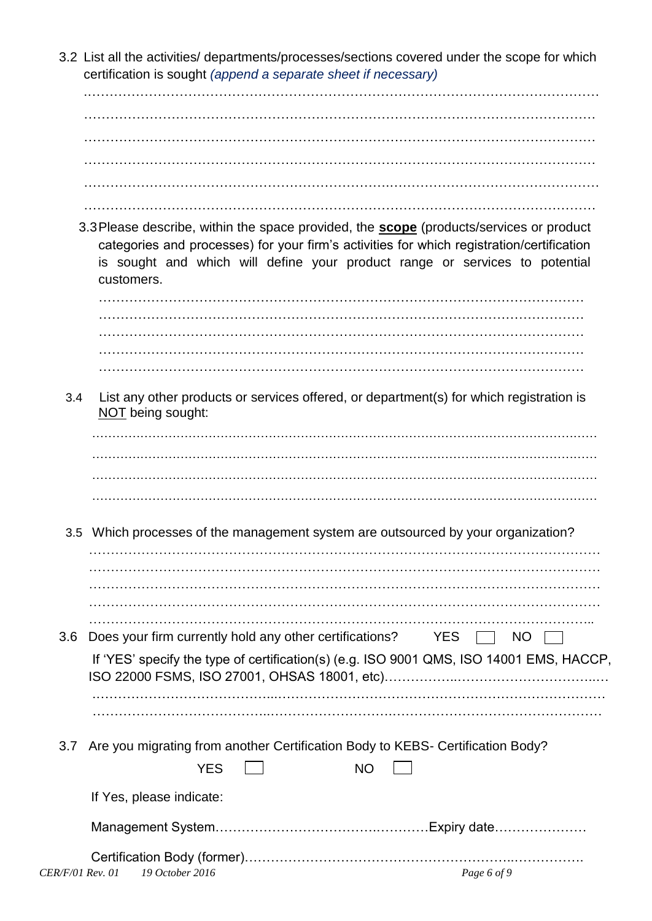3.2 List all the activities/ departments/processes/sections covered under the scope for which certification is sought *(append a separate sheet if necessary)*

…………………………………………………………………………………………………………

…………………………………………………………………………………………………………

…………………………………………………………………………………………………………

…………………………………………………………………………………………………………

…………………………………………………………………………………………………………

…………………………………………………………………………………………………………

3.3 Please describe, within the space provided, the **scope** (products/services or product categories and processes) for your firm's activities for which registration/certification is sought and which will define your product range or services to potential customers.

…………………………………………………………………………………………………………
…………………………………………………………………………………………………………
…………………………………………………………………………………………………………
…………………………………………………………………………………………………………
…………………………………………………………………………………………………………

3.4 List any other products or services offered, or department(s) for which registration is NOT being sought:

…………………………………………………………………………………………………………

…………………………………………………………………………………………………………

…………………………………………………………………………………………………………

…………………………………………………………………………………………………………

3.5 Which processes of the management system are outsourced by your organization?

…………………………………………………………………………………………………………
…………………………………………………………………………………………………………
…………………………………………………………………………………………………………
…………………………………………………………………………………………………………
…………………………………………………………………………………………………………

3.6 Does your firm currently hold any other certifications? YES ☐ NO ☐

If 'YES' specify the type of certification(s) (e.g. ISO 9001 QMS, ISO 14001 EMS, HACCP, ISO 22000 FSMS, ISO 27001, OHSAS 18001, etc)………………………………………………

…………………………………………………………………………………………………………

…………………………………………………………………………………………………………

3.7 Are you migrating from another Certification Body to KEBS- Certification Body?

YES ☐ NO ☐

If Yes, please indicate:

Management System……………………………………………Expiry date…………………

Certification Body (former)……………………………………………………………………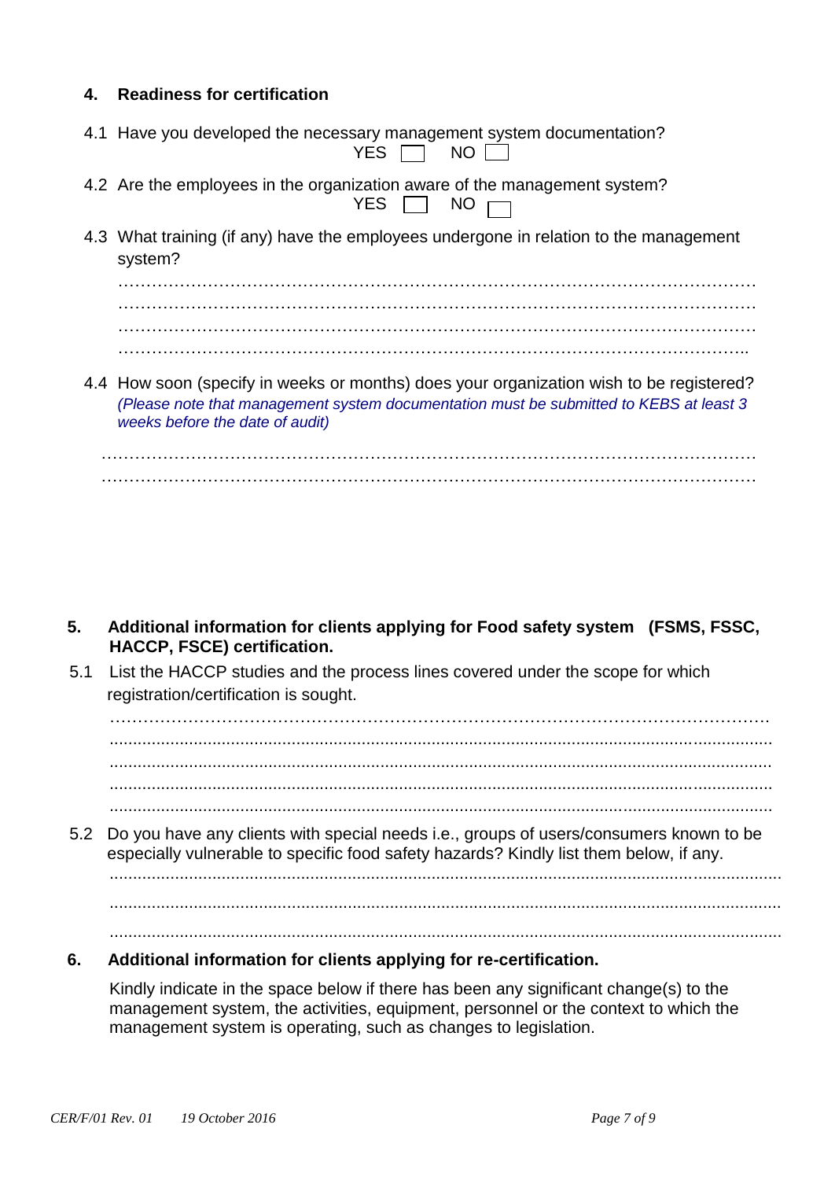## 4. Readiness for certification

4.1 Have you developed the necessary management system documentation?

YES ☐ NO ☐

4.2 Are the employees in the organization aware of the management system?

YES ☐ NO ☐

4.3 What training (if any) have the employees undergone in relation to the management system?

…………………………………………………………………………………………………………
…………………………………………………………………………………………………………
…………………………………………………………………………………………………………
…………………………………………………………………………………………………………

4.4 How soon (specify in weeks or months) does your organization wish to be registered?
*(Please note that management system documentation must be submitted to KEBS at least 3 weeks before the date of audit)*

…………………………………………………………………………………………………………
…………………………………………………………………………………………………………

## 5. Additional information for clients applying for Food safety system (FSMS, FSSC, HACCP, FSCE) certification.

5.1 List the HACCP studies and the process lines covered under the scope for which registration/certification is sought.

…………………………………………………………………………………………………………
…………………………………………………………………………………………………………
…………………………………………………………………………………………………………
…………………………………………………………………………………………………………
…………………………………………………………………………………………………………

5.2 Do you have any clients with special needs i.e., groups of users/consumers known to be especially vulnerable to specific food safety hazards? Kindly list them below, if any.

…………………………………………………………………………………………………………
…………………………………………………………………………………………………………
…………………………………………………………………………………………………………

## 6. Additional information for clients applying for re-certification.

Kindly indicate in the space below if there has been any significant change(s) to the management system, the activities, equipment, personnel or the context to which the management system is operating, such as changes to legislation.

*CER/F/01 Rev. 01 19 October 2016*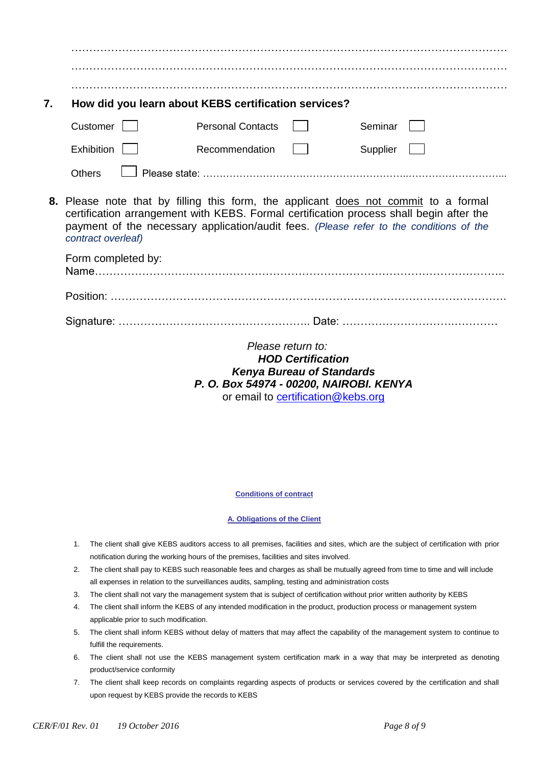…………………………………………………………………………………………………………………

…………………………………………………………………………………………………………………

…………………………………………………………………………………………………………………

**7. How did you learn about KEBS certification services?**

| | | | | | |
|---|---|---|---|---|---|
| Customer | ☐ | Personal Contacts | ☐ | Seminar | ☐ |
| Exhibition | ☐ | Recommendation | ☐ | Supplier | ☐ |

Others ☐ Please state: ………………………………………………………………………………………...

**8.** Please note that by filling this form, the applicant <u>does not commit</u> to a formal certification arrangement with KEBS. Formal certification process shall begin after the payment of the necessary application/audit fees. *(Please refer to the conditions of the contract overleaf)*

Form completed by:
Name………………………………………………………………………………………………..

Position: ……………………………………………………………………………………………

Signature: …………………………………………….. Date: ……………………………………

*Please return to:*
***HOD Certification***
***Kenya Bureau of Standards***
***P. O. Box 54974 - 00200, NAIROBI. KENYA***
or email to certification@kebs.org

**Conditions of contract**

**A. Obligations of the Client**

1. The client shall give KEBS auditors access to all premises, facilities and sites, which are the subject of certification with prior notification during the working hours of the premises, facilities and sites involved.
2. The client shall pay to KEBS such reasonable fees and charges as shall be mutually agreed from time to time and will include all expenses in relation to the surveillances audits, sampling, testing and administration costs
3. The client shall not vary the management system that is subject of certification without prior written authority by KEBS
4. The client shall inform the KEBS of any intended modification in the product, production process or management system applicable prior to such modification.
5. The client shall inform KEBS without delay of matters that may affect the capability of the management system to continue to fulfill the requirements.
6. The client shall not use the KEBS management system certification mark in a way that may be interpreted as denoting product/service conformity
7. The client shall keep records on complaints regarding aspects of products or services covered by the certification and shall upon request by KEBS provide the records to KEBS

CER/F/01 Rev. 01 19 October 2016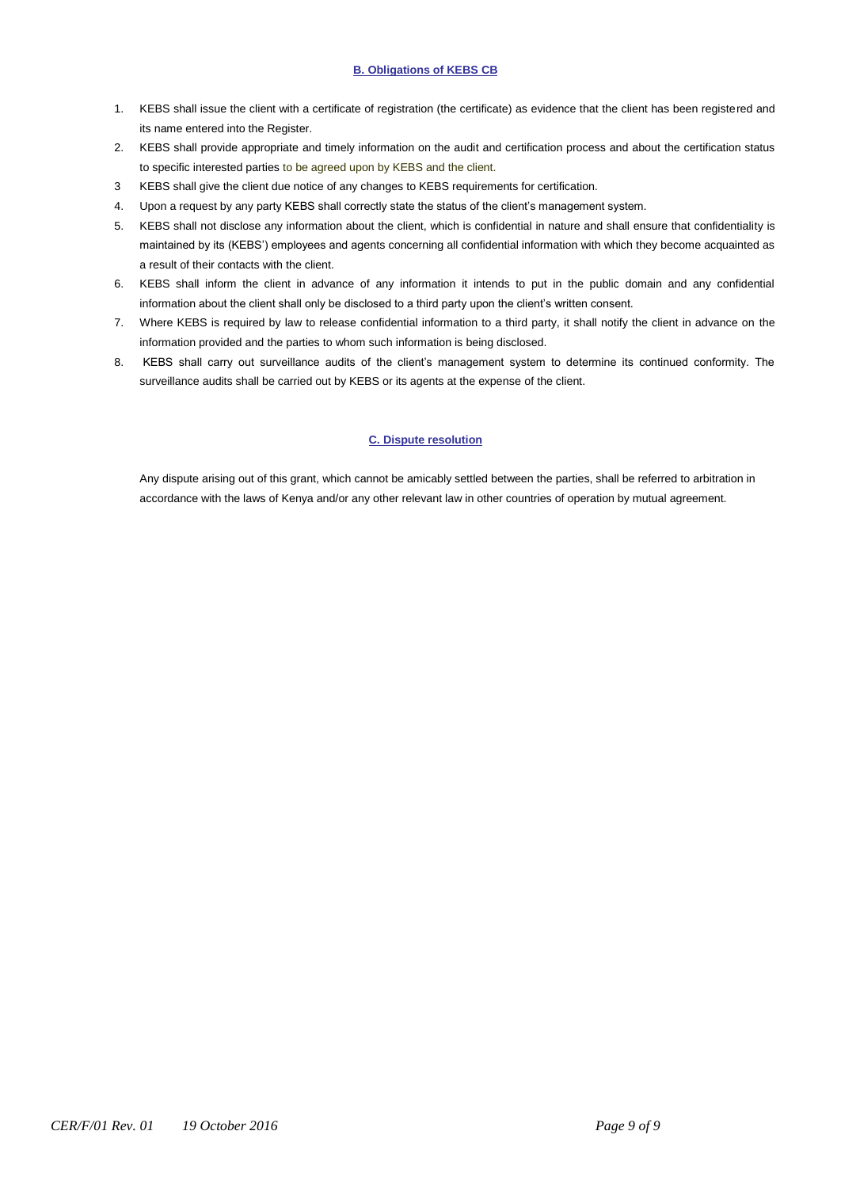## B. Obligations of KEBS CB

1. KEBS shall issue the client with a certificate of registration (the certificate) as evidence that the client has been registered and its name entered into the Register.
2. KEBS shall provide appropriate and timely information on the audit and certification process and about the certification status to specific interested parties to be agreed upon by KEBS and the client.
3. KEBS shall give the client due notice of any changes to KEBS requirements for certification.
4. Upon a request by any party KEBS shall correctly state the status of the client's management system.
5. KEBS shall not disclose any information about the client, which is confidential in nature and shall ensure that confidentiality is maintained by its (KEBS') employees and agents concerning all confidential information with which they become acquainted as a result of their contacts with the client.
6. KEBS shall inform the client in advance of any information it intends to put in the public domain and any confidential information about the client shall only be disclosed to a third party upon the client's written consent.
7. Where KEBS is required by law to release confidential information to a third party, it shall notify the client in advance on the information provided and the parties to whom such information is being disclosed.
8. KEBS shall carry out surveillance audits of the client's management system to determine its continued conformity. The surveillance audits shall be carried out by KEBS or its agents at the expense of the client.

## C. Dispute resolution

Any dispute arising out of this grant, which cannot be amicably settled between the parties, shall be referred to arbitration in accordance with the laws of Kenya and/or any other relevant law in other countries of operation by mutual agreement.